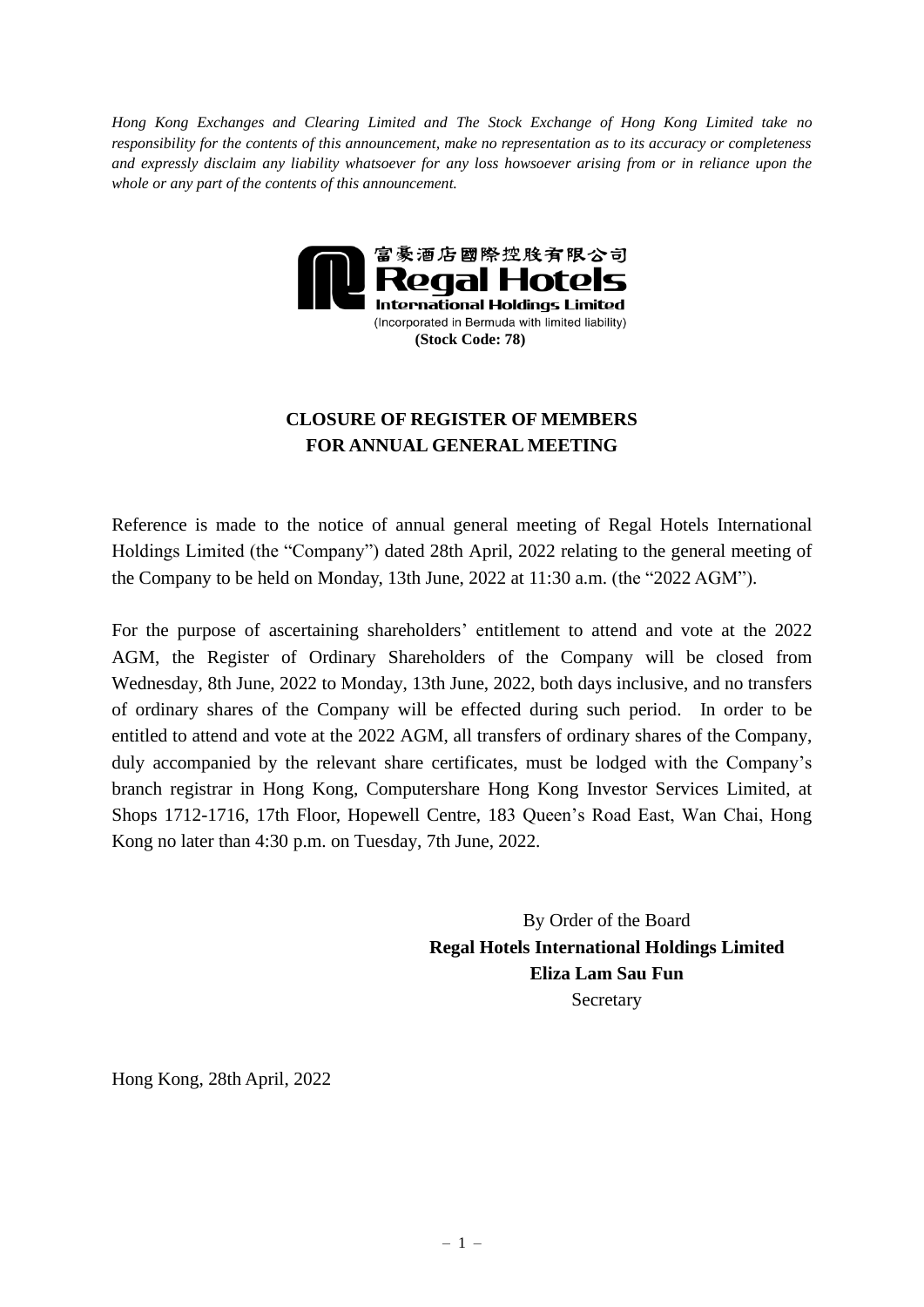*Hong Kong Exchanges and Clearing Limited and The Stock Exchange of Hong Kong Limited take no responsibility for the contents of this announcement, make no representation as to its accuracy or completeness and expressly disclaim any liability whatsoever for any loss howsoever arising from or in reliance upon the whole or any part of the contents of this announcement.*

富豪酒店國際控股有限公司
**Regal Hotels International Holdings Limited**
(Incorporated in Bermuda with limited liability)
**(Stock Code: 78)**

## CLOSURE OF REGISTER OF MEMBERS FOR ANNUAL GENERAL MEETING

Reference is made to the notice of annual general meeting of Regal Hotels International Holdings Limited (the "Company") dated 28th April, 2022 relating to the general meeting of the Company to be held on Monday, 13th June, 2022 at 11:30 a.m. (the "2022 AGM").

For the purpose of ascertaining shareholders' entitlement to attend and vote at the 2022 AGM, the Register of Ordinary Shareholders of the Company will be closed from Wednesday, 8th June, 2022 to Monday, 13th June, 2022, both days inclusive, and no transfers of ordinary shares of the Company will be effected during such period. In order to be entitled to attend and vote at the 2022 AGM, all transfers of ordinary shares of the Company, duly accompanied by the relevant share certificates, must be lodged with the Company's branch registrar in Hong Kong, Computershare Hong Kong Investor Services Limited, at Shops 1712-1716, 17th Floor, Hopewell Centre, 183 Queen's Road East, Wan Chai, Hong Kong no later than 4:30 p.m. on Tuesday, 7th June, 2022.

By Order of the Board
**Regal Hotels International Holdings Limited**
**Eliza Lam Sau Fun**
Secretary

Hong Kong, 28th April, 2022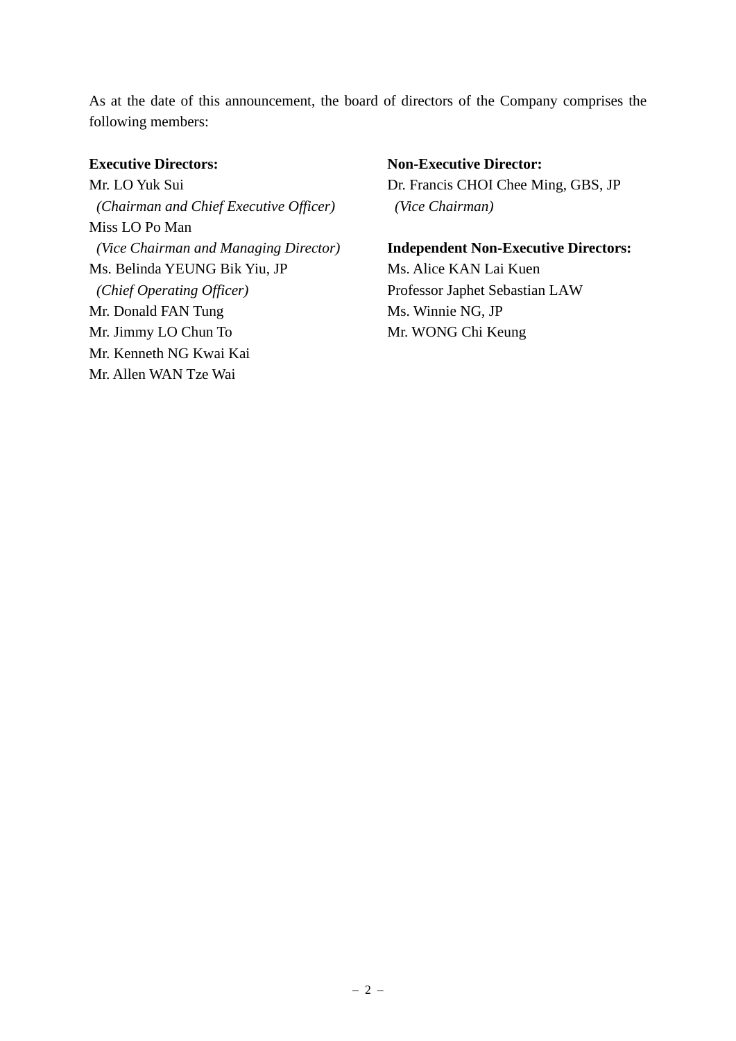As at the date of this announcement, the board of directors of the Company comprises the following members:

**Executive Directors:**

Mr. LO Yuk Sui
*(Chairman and Chief Executive Officer)*
Miss LO Po Man
*(Vice Chairman and Managing Director)*
Ms. Belinda YEUNG Bik Yiu, JP
*(Chief Operating Officer)*
Mr. Donald FAN Tung
Mr. Jimmy LO Chun To
Mr. Kenneth NG Kwai Kai
Mr. Allen WAN Tze Wai

**Non-Executive Director:**

Dr. Francis CHOI Chee Ming, GBS, JP
*(Vice Chairman)*

**Independent Non-Executive Directors:**

Ms. Alice KAN Lai Kuen
Professor Japhet Sebastian LAW
Ms. Winnie NG, JP
Mr. WONG Chi Keung